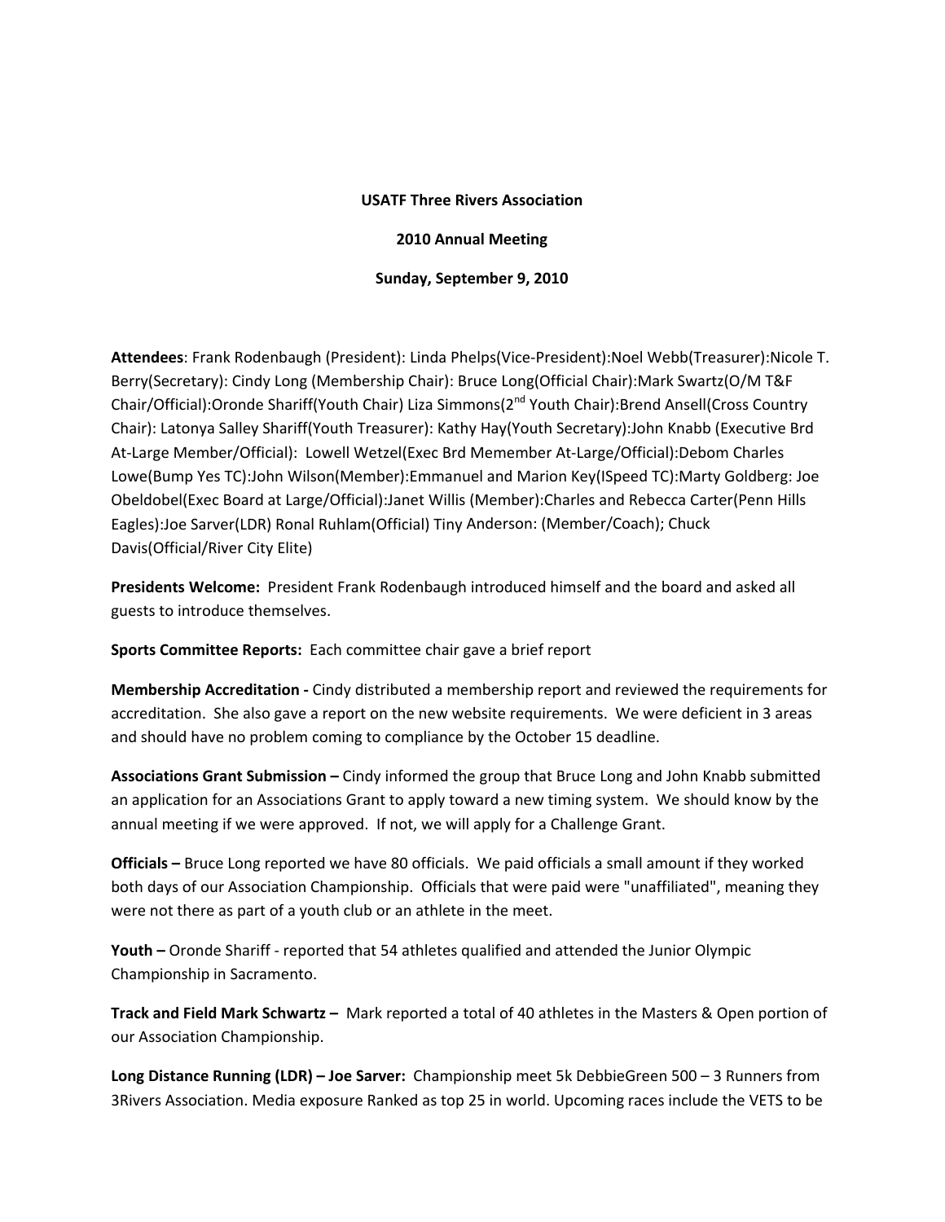**USATF Three Rivers Association**

**2010 Annual Meeting**

**Sunday, September 9, 2010**

**Attendees**: Frank Rodenbaugh (President): Linda Phelps(Vice-President):Noel Webb(Treasurer):Nicole T. Berry(Secretary): Cindy Long (Membership Chair): Bruce Long(Official Chair):Mark Swartz(O/M T&F Chair/Official):Oronde Shariff(Youth Chair) Liza Simmons(2nd Youth Chair):Brend Ansell(Cross Country Chair): Latonya Salley Shariff(Youth Treasurer): Kathy Hay(Youth Secretary):John Knabb (Executive Brd At-Large Member/Official): Lowell Wetzel(Exec Brd Mememember At-Large/Official):Debom Charles Lowe(Bump Yes TC):John Wilson(Member):Emmanuel and Marion Key(ISpeed TC):Marty Goldberg: Joe Obeldobel(Exec Board at Large/Official):Janet Willis (Member):Charles and Rebecca Carter(Penn Hills Eagles):Joe Sarver(LDR) Ronal Ruhlam(Official) Tiny Anderson: (Member/Coach); Chuck Davis(Official/River City Elite)

**Presidents Welcome:** President Frank Rodenbaugh introduced himself and the board and asked all guests to introduce themselves.

**Sports Committee Reports:** Each committee chair gave a brief report

**Membership Accreditation -** Cindy distributed a membership report and reviewed the requirements for accreditation. She also gave a report on the new website requirements. We were deficient in 3 areas and should have no problem coming to compliance by the October 15 deadline.

**Associations Grant Submission –** Cindy informed the group that Bruce Long and John Knabb submitted an application for an Associations Grant to apply toward a new timing system. We should know by the annual meeting if we were approved. If not, we will apply for a Challenge Grant.

**Officials –** Bruce Long reported we have 80 officials. We paid officials a small amount if they worked both days of our Association Championship. Officials that were paid were "unaffiliated", meaning they were not there as part of a youth club or an athlete in the meet.

**Youth –** Oronde Shariff - reported that 54 athletes qualified and attended the Junior Olympic Championship in Sacramento.

**Track and Field Mark Schwartz –** Mark reported a total of 40 athletes in the Masters & Open portion of our Association Championship.

**Long Distance Running (LDR) – Joe Sarver:** Championship meet 5k DebbieGreen 500 – 3 Runners from 3Rivers Association. Media exposure Ranked as top 25 in world. Upcoming races include the VETS to be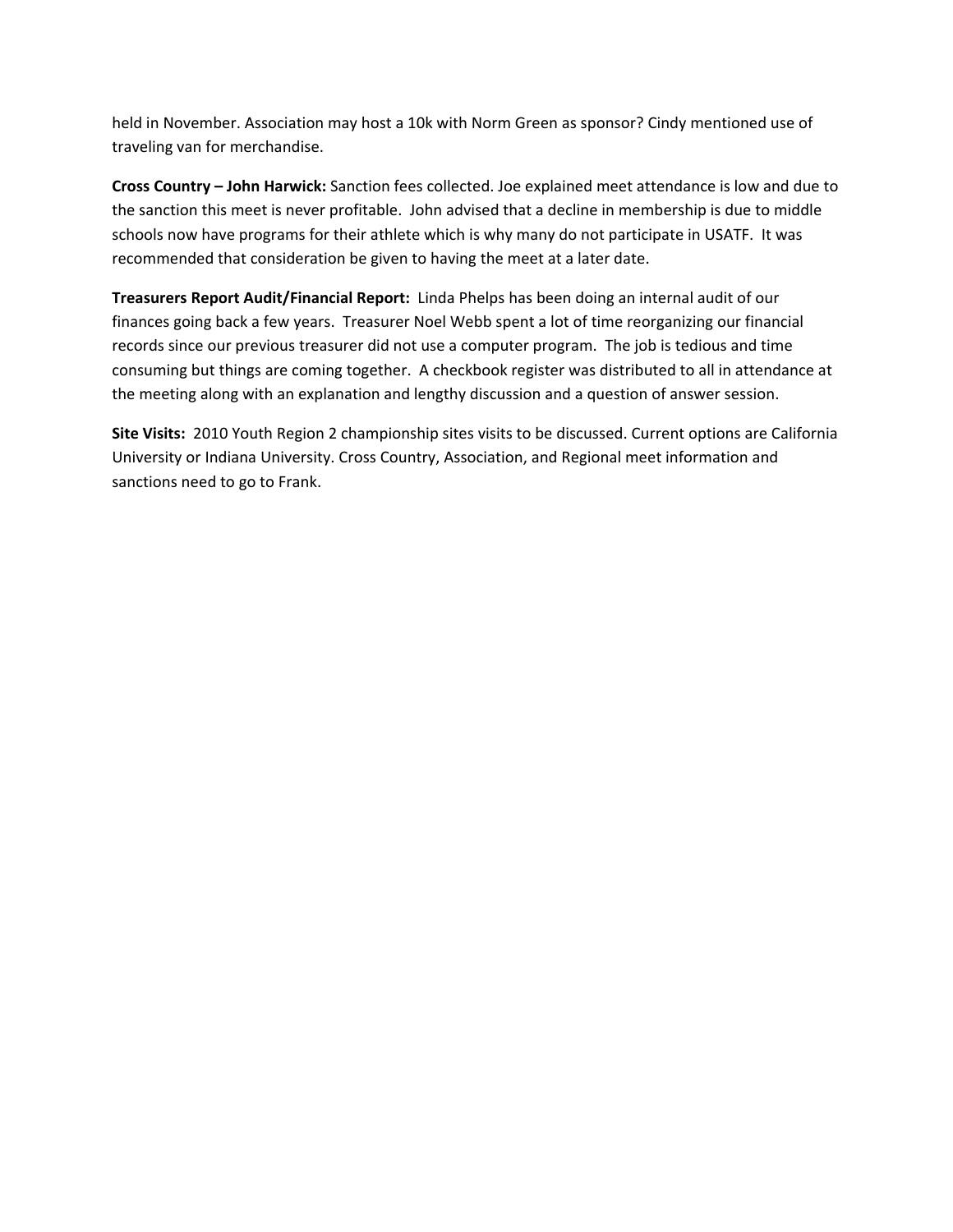held in November. Association may host a 10k with Norm Green as sponsor? Cindy mentioned use of traveling van for merchandise.

**Cross Country – John Harwick:** Sanction fees collected. Joe explained meet attendance is low and due to the sanction this meet is never profitable. John advised that a decline in membership is due to middle schools now have programs for their athlete which is why many do not participate in USATF. It was recommended that consideration be given to having the meet at a later date.

**Treasurers Report Audit/Financial Report:** Linda Phelps has been doing an internal audit of our finances going back a few years. Treasurer Noel Webb spent a lot of time reorganizing our financial records since our previous treasurer did not use a computer program. The job is tedious and time consuming but things are coming together. A checkbook register was distributed to all in attendance at the meeting along with an explanation and lengthy discussion and a question of answer session.

**Site Visits:** 2010 Youth Region 2 championship sites visits to be discussed. Current options are California University or Indiana University. Cross Country, Association, and Regional meet information and sanctions need to go to Frank.